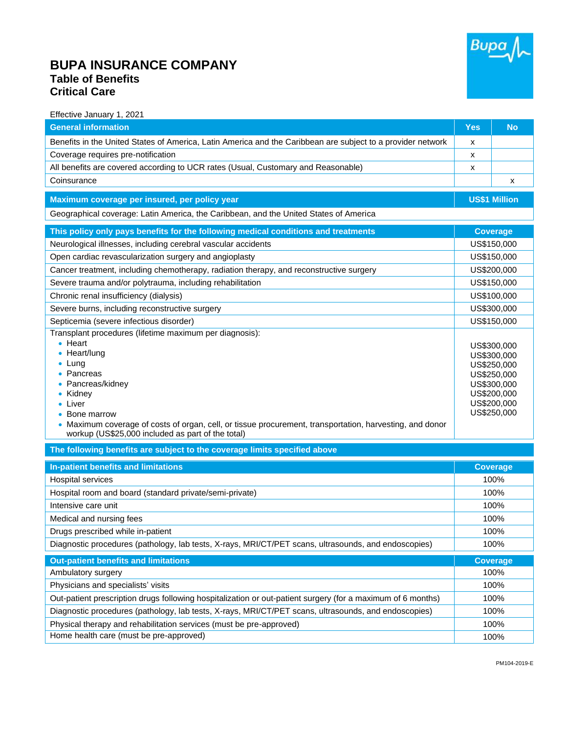# BUPA INSURANCE COMPANY

## Table of Benefits

## Critical Care

Effective January 1, 2021

| General information | Yes | No |
|---|---|---|
| Benefits in the United States of America, Latin America and the Caribbean are subject to a provider network | x | |
| Coverage requires pre-notification | x | |
| All benefits are covered according to UCR rates (Usual, Customary and Reasonable) | x | |
| Coinsurance | | x |

| Maximum coverage per insured, per policy year | US$1 Million |
|---|---|
| Geographical coverage: Latin America, the Caribbean, and the United States of America | |

| This policy only pays benefits for the following medical conditions and treatments | Coverage |
|---|---|
| Neurological illnesses, including cerebral vascular accidents | US$150,000 |
| Open cardiac revascularization surgery and angioplasty | US$150,000 |
| Cancer treatment, including chemotherapy, radiation therapy, and reconstructive surgery | US$200,000 |
| Severe trauma and/or polytrauma, including rehabilitation | US$150,000 |
| Chronic renal insufficiency (dialysis) | US$100,000 |
| Severe burns, including reconstructive surgery | US$300,000 |
| Septicemia (severe infectious disorder) | US$150,000 |
| Transplant procedures (lifetime maximum per diagnosis): | |
| • Heart | US$300,000 |
| • Heart/lung | US$300,000 |
| • Lung | US$250,000 |
| • Pancreas | US$250,000 |
| • Pancreas/kidney | US$300,000 |
| • Kidney | US$200,000 |
| • Liver | US$200,000 |
| • Bone marrow | US$250,000 |
| • Maximum coverage of costs of organ, cell, or tissue procurement, transportation, harvesting, and donor workup (US$25,000 included as part of the total) | |

**The following benefits are subject to the coverage limits specified above**

| In-patient benefits and limitations | Coverage |
|---|---|
| Hospital services | 100% |
| Hospital room and board (standard private/semi-private) | 100% |
| Intensive care unit | 100% |
| Medical and nursing fees | 100% |
| Drugs prescribed while in-patient | 100% |
| Diagnostic procedures (pathology, lab tests, X-rays, MRI/CT/PET scans, ultrasounds, and endoscopies) | 100% |

| Out-patient benefits and limitations | Coverage |
|---|---|
| Ambulatory surgery | 100% |
| Physicians and specialists' visits | 100% |
| Out-patient prescription drugs following hospitalization or out-patient surgery (for a maximum of 6 months) | 100% |
| Diagnostic procedures (pathology, lab tests, X-rays, MRI/CT/PET scans, ultrasounds, and endoscopies) | 100% |
| Physical therapy and rehabilitation services (must be pre-approved) | 100% |
| Home health care (must be pre-approved) | 100% |

PM104-2019-E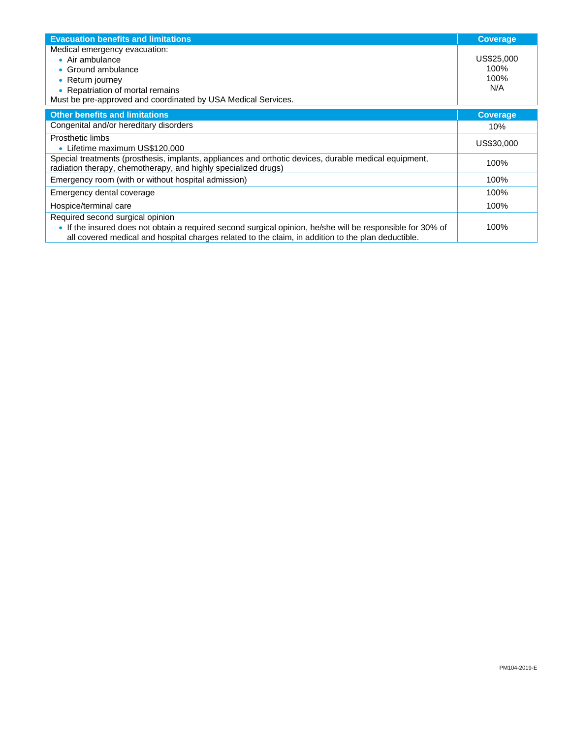| Evacuation benefits and limitations | Coverage |
|---|---|
| Medical emergency evacuation:<br>• Air ambulance<br>• Ground ambulance<br>• Return journey<br>• Repatriation of mortal remains<br>Must be pre-approved and coordinated by USA Medical Services. | <br>US$25,000<br>100%<br>100%<br>N/A |

| Other benefits and limitations | Coverage |
|---|---|
| Congenital and/or hereditary disorders | 10% |
| Prosthetic limbs<br>• Lifetime maximum US$120,000 | US$30,000 |
| Special treatments (prosthesis, implants, appliances and orthotic devices, durable medical equipment, radiation therapy, chemotherapy, and highly specialized drugs) | 100% |
| Emergency room (with or without hospital admission) | 100% |
| Emergency dental coverage | 100% |
| Hospice/terminal care | 100% |
| Required second surgical opinion<br>• If the insured does not obtain a required second surgical opinion, he/she will be responsible for 30% of all covered medical and hospital charges related to the claim, in addition to the plan deductible. | 100% |

PM104-2019-E